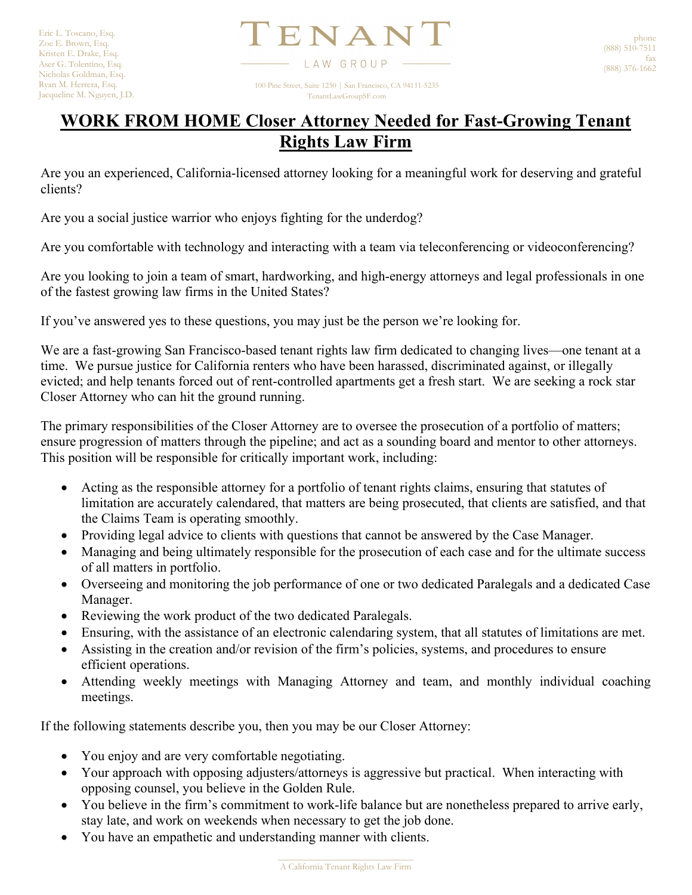Eric L. Toscano, Esq.
Zoe E. Brown, Esq.
Kristen E. Drake, Esq.
Aser G. Tolentino, Esq.
Nicholas Goldman, Esq.
Ryan M. Herrera, Esq.
Jacqueline M. Nguyen, J.D.

TENANT
LAW GROUP

100 Pine Street, Suite 1250 | San Francisco, CA 94111-5235
TenantLawGroupSF.com

phone
(888) 510-7511
fax
(888) 376-1662

# WORK FROM HOME Closer Attorney Needed for Fast-Growing Tenant Rights Law Firm

Are you an experienced, California-licensed attorney looking for a meaningful work for deserving and grateful clients?

Are you a social justice warrior who enjoys fighting for the underdog?

Are you comfortable with technology and interacting with a team via teleconferencing or videoconferencing?

Are you looking to join a team of smart, hardworking, and high-energy attorneys and legal professionals in one of the fastest growing law firms in the United States?

If you've answered yes to these questions, you may just be the person we're looking for.

We are a fast-growing San Francisco-based tenant rights law firm dedicated to changing lives—one tenant at a time. We pursue justice for California renters who have been harassed, discriminated against, or illegally evicted; and help tenants forced out of rent-controlled apartments get a fresh start. We are seeking a rock star Closer Attorney who can hit the ground running.

The primary responsibilities of the Closer Attorney are to oversee the prosecution of a portfolio of matters; ensure progression of matters through the pipeline; and act as a sounding board and mentor to other attorneys. This position will be responsible for critically important work, including:

- Acting as the responsible attorney for a portfolio of tenant rights claims, ensuring that statutes of limitation are accurately calendared, that matters are being prosecuted, that clients are satisfied, and that the Claims Team is operating smoothly.
- Providing legal advice to clients with questions that cannot be answered by the Case Manager.
- Managing and being ultimately responsible for the prosecution of each case and for the ultimate success of all matters in portfolio.
- Overseeing and monitoring the job performance of one or two dedicated Paralegals and a dedicated Case Manager.
- Reviewing the work product of the two dedicated Paralegals.
- Ensuring, with the assistance of an electronic calendaring system, that all statutes of limitations are met.
- Assisting in the creation and/or revision of the firm's policies, systems, and procedures to ensure efficient operations.
- Attending weekly meetings with Managing Attorney and team, and monthly individual coaching meetings.

If the following statements describe you, then you may be our Closer Attorney:

- You enjoy and are very comfortable negotiating.
- Your approach with opposing adjusters/attorneys is aggressive but practical. When interacting with opposing counsel, you believe in the Golden Rule.
- You believe in the firm's commitment to work-life balance but are nonetheless prepared to arrive early, stay late, and work on weekends when necessary to get the job done.
- You have an empathetic and understanding manner with clients.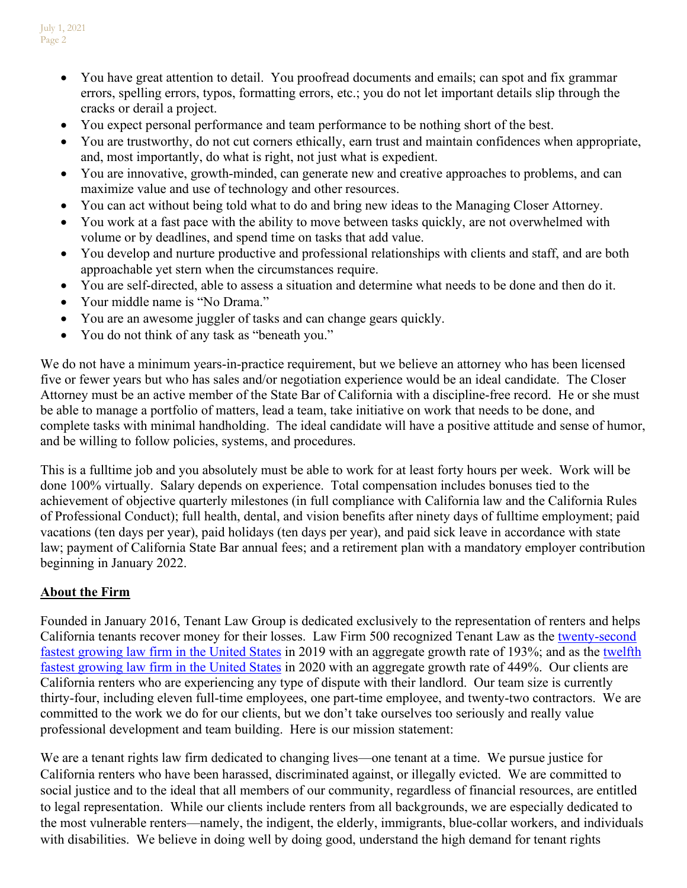- You have great attention to detail. You proofread documents and emails; can spot and fix grammar errors, spelling errors, typos, formatting errors, etc.; you do not let important details slip through the cracks or derail a project.
- You expect personal performance and team performance to be nothing short of the best.
- You are trustworthy, do not cut corners ethically, earn trust and maintain confidences when appropriate, and, most importantly, do what is right, not just what is expedient.
- You are innovative, growth-minded, can generate new and creative approaches to problems, and can maximize value and use of technology and other resources.
- You can act without being told what to do and bring new ideas to the Managing Closer Attorney.
- You work at a fast pace with the ability to move between tasks quickly, are not overwhelmed with volume or by deadlines, and spend time on tasks that add value.
- You develop and nurture productive and professional relationships with clients and staff, and are both approachable yet stern when the circumstances require.
- You are self-directed, able to assess a situation and determine what needs to be done and then do it.
- Your middle name is "No Drama."
- You are an awesome juggler of tasks and can change gears quickly.
- You do not think of any task as "beneath you."

We do not have a minimum years-in-practice requirement, but we believe an attorney who has been licensed five or fewer years but who has sales and/or negotiation experience would be an ideal candidate. The Closer Attorney must be an active member of the State Bar of California with a discipline-free record. He or she must be able to manage a portfolio of matters, lead a team, take initiative on work that needs to be done, and complete tasks with minimal handholding. The ideal candidate will have a positive attitude and sense of humor, and be willing to follow policies, systems, and procedures.

This is a fulltime job and you absolutely must be able to work for at least forty hours per week. Work will be done 100% virtually. Salary depends on experience. Total compensation includes bonuses tied to the achievement of objective quarterly milestones (in full compliance with California law and the California Rules of Professional Conduct); full health, dental, and vision benefits after ninety days of fulltime employment; paid vacations (ten days per year), paid holidays (ten days per year), and paid sick leave in accordance with state law; payment of California State Bar annual fees; and a retirement plan with a mandatory employer contribution beginning in January 2022.

## About the Firm

Founded in January 2016, Tenant Law Group is dedicated exclusively to the representation of renters and helps California tenants recover money for their losses. Law Firm 500 recognized Tenant Law as the twenty-second fastest growing law firm in the United States in 2019 with an aggregate growth rate of 193%; and as the twelfth fastest growing law firm in the United States in 2020 with an aggregate growth rate of 449%. Our clients are California renters who are experiencing any type of dispute with their landlord. Our team size is currently thirty-four, including eleven full-time employees, one part-time employee, and twenty-two contractors. We are committed to the work we do for our clients, but we don't take ourselves too seriously and really value professional development and team building. Here is our mission statement:

We are a tenant rights law firm dedicated to changing lives—one tenant at a time. We pursue justice for California renters who have been harassed, discriminated against, or illegally evicted. We are committed to social justice and to the ideal that all members of our community, regardless of financial resources, are entitled to legal representation. While our clients include renters from all backgrounds, we are especially dedicated to the most vulnerable renters—namely, the indigent, the elderly, immigrants, blue-collar workers, and individuals with disabilities. We believe in doing well by doing good, understand the high demand for tenant rights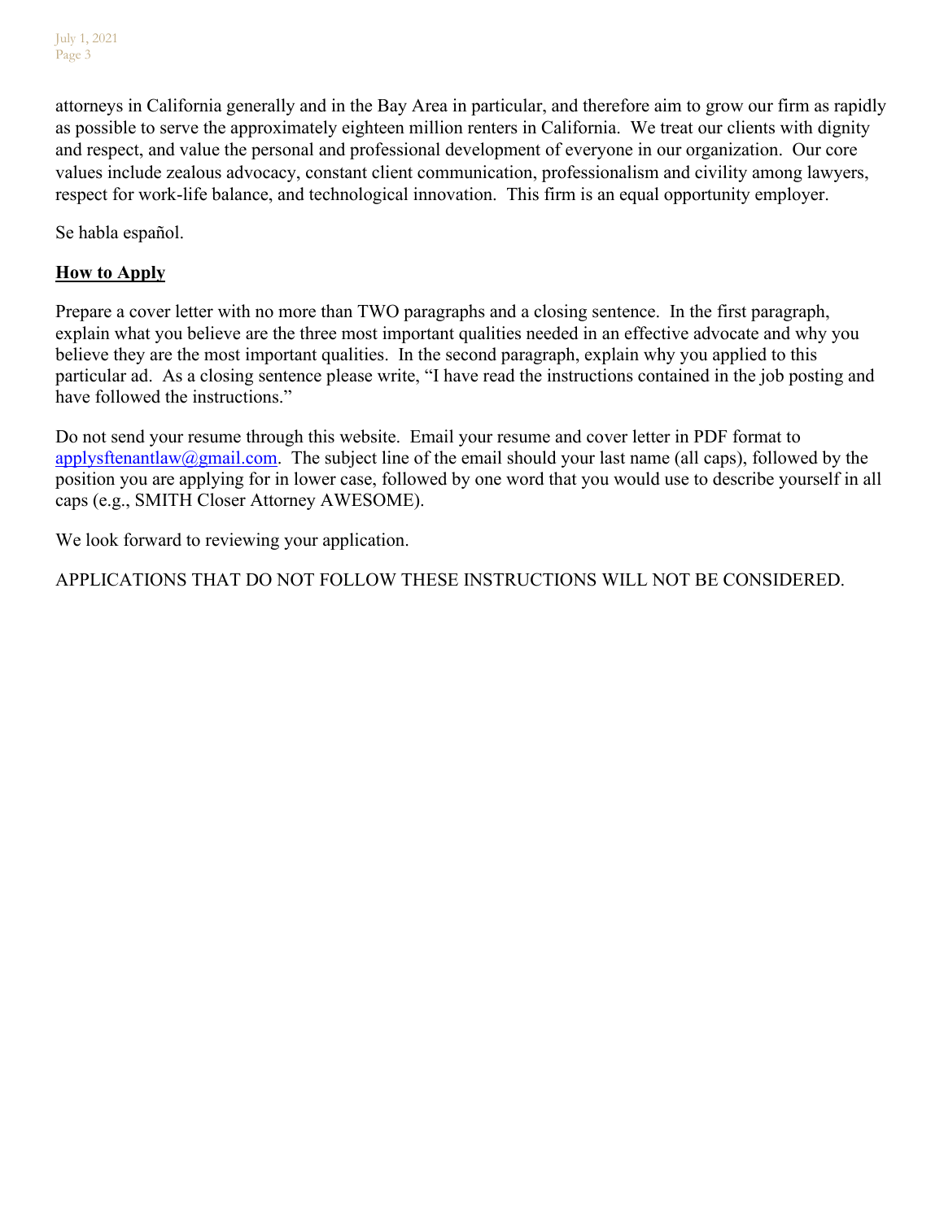attorneys in California generally and in the Bay Area in particular, and therefore aim to grow our firm as rapidly as possible to serve the approximately eighteen million renters in California. We treat our clients with dignity and respect, and value the personal and professional development of everyone in our organization. Our core values include zealous advocacy, constant client communication, professionalism and civility among lawyers, respect for work-life balance, and technological innovation. This firm is an equal opportunity employer.

Se habla español.

## **How to Apply**

Prepare a cover letter with no more than TWO paragraphs and a closing sentence. In the first paragraph, explain what you believe are the three most important qualities needed in an effective advocate and why you believe they are the most important qualities. In the second paragraph, explain why you applied to this particular ad. As a closing sentence please write, "I have read the instructions contained in the job posting and have followed the instructions."

Do not send your resume through this website. Email your resume and cover letter in PDF format to applysftenantlaw@gmail.com. The subject line of the email should your last name (all caps), followed by the position you are applying for in lower case, followed by one word that you would use to describe yourself in all caps (e.g., SMITH Closer Attorney AWESOME).

We look forward to reviewing your application.

APPLICATIONS THAT DO NOT FOLLOW THESE INSTRUCTIONS WILL NOT BE CONSIDERED.